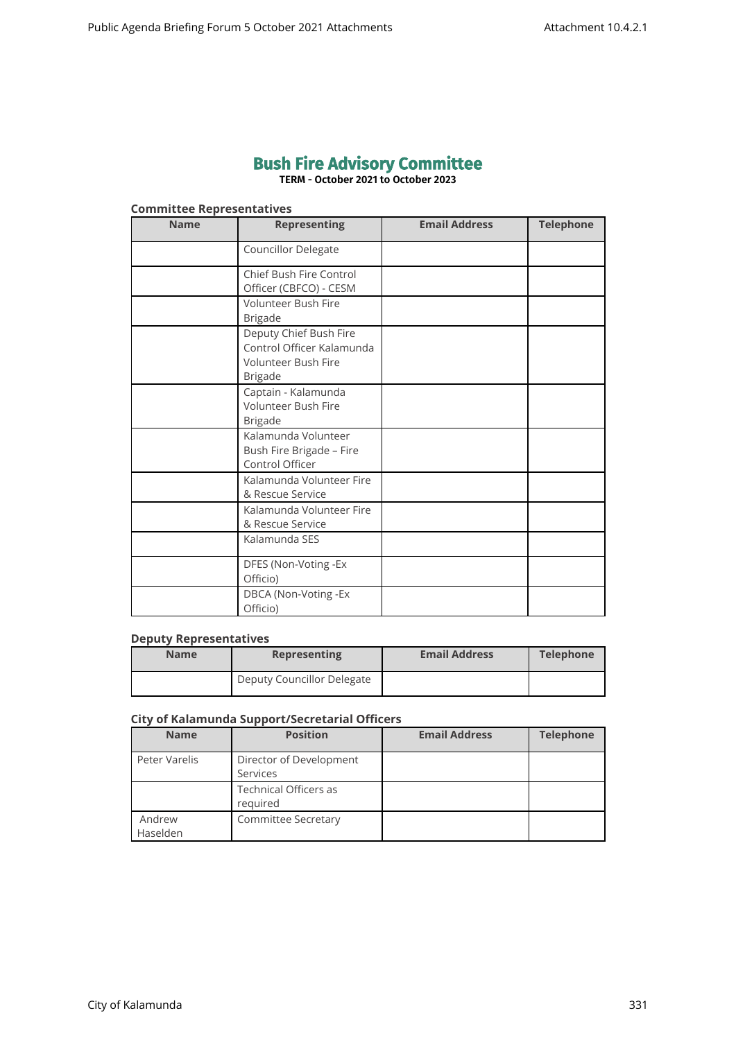# Bush Fire Advisory Committee

**TERM - October 2021 to October 2023**

### Committee Representatives

| Name | Representing | Email Address | Telephone |
|---|---|---|---|
| | Councillor Delegate | | |
| | Chief Bush Fire Control Officer (CBFCO) - CESM | | |
| | Volunteer Bush Fire Brigade | | |
| | Deputy Chief Bush Fire Control Officer Kalamunda Volunteer Bush Fire Brigade | | |
| | Captain - Kalamunda Volunteer Bush Fire Brigade | | |
| | Kalamunda Volunteer Bush Fire Brigade – Fire Control Officer | | |
| | Kalamunda Volunteer Fire & Rescue Service | | |
| | Kalamunda Volunteer Fire & Rescue Service | | |
| | Kalamunda SES | | |
| | DFES (Non-Voting -Ex Officio) | | |
| | DBCA (Non-Voting -Ex Officio) | | |

### Deputy Representatives

| Name | Representing | Email Address | Telephone |
|---|---|---|---|
| | Deputy Councillor Delegate | | |

### City of Kalamunda Support/Secretarial Officers

| Name | Position | Email Address | Telephone |
|---|---|---|---|
| Peter Varelis | Director of Development Services | | |
| | Technical Officers as required | | |
| Andrew Haselden | Committee Secretary | | |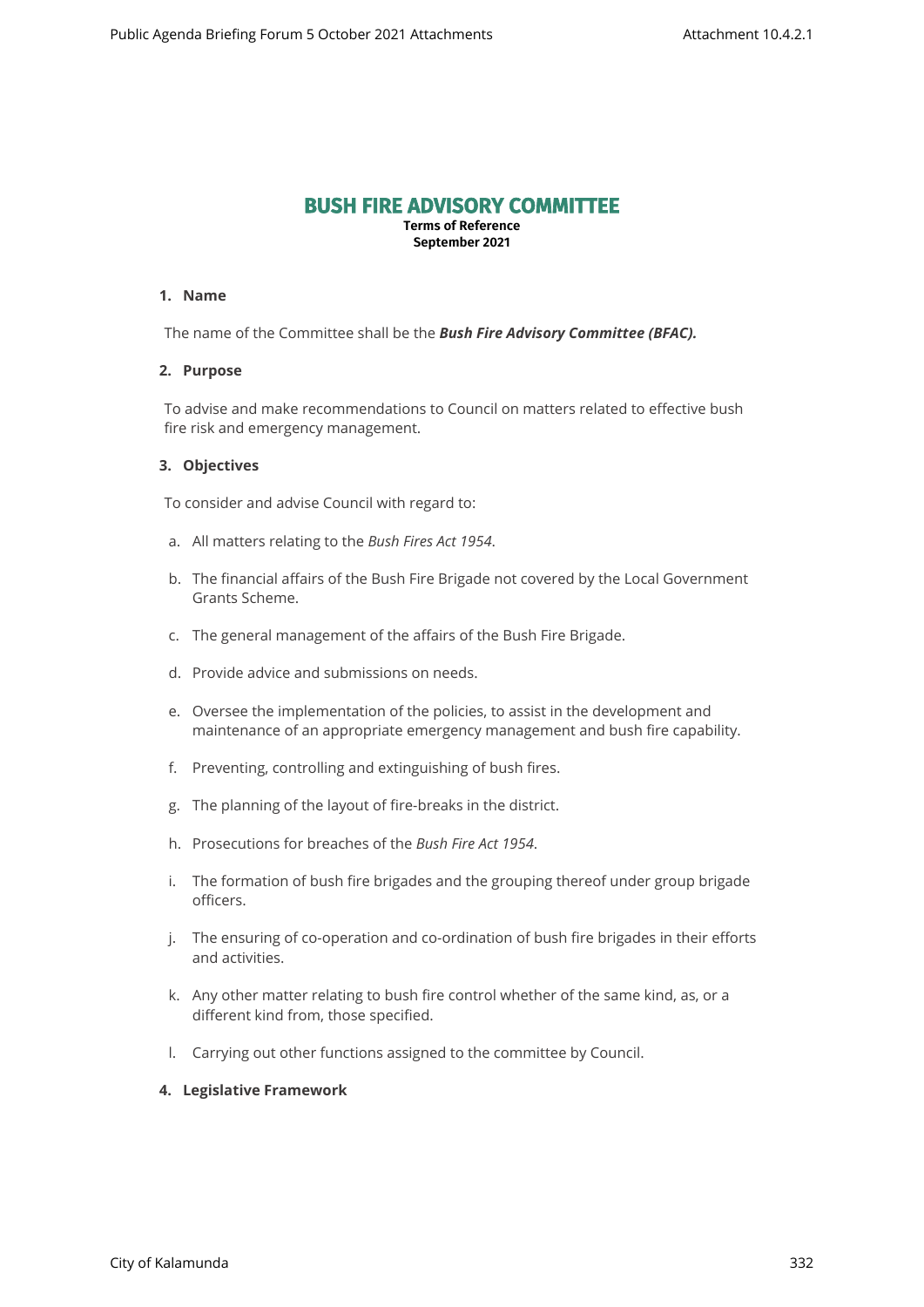# BUSH FIRE ADVISORY COMMITTEE

**Terms of Reference**
**September 2021**

## 1. Name

The name of the Committee shall be the ***Bush Fire Advisory Committee (BFAC).***

## 2. Purpose

To advise and make recommendations to Council on matters related to effective bush fire risk and emergency management.

## 3. Objectives

To consider and advise Council with regard to:

a. All matters relating to the *Bush Fires Act 1954*.

b. The financial affairs of the Bush Fire Brigade not covered by the Local Government Grants Scheme.

c. The general management of the affairs of the Bush Fire Brigade.

d. Provide advice and submissions on needs.

e. Oversee the implementation of the policies, to assist in the development and maintenance of an appropriate emergency management and bush fire capability.

f. Preventing, controlling and extinguishing of bush fires.

g. The planning of the layout of fire-breaks in the district.

h. Prosecutions for breaches of the *Bush Fire Act 1954*.

i. The formation of bush fire brigades and the grouping thereof under group brigade officers.

j. The ensuring of co-operation and co-ordination of bush fire brigades in their efforts and activities.

k. Any other matter relating to bush fire control whether of the same kind, as, or a different kind from, those specified.

l. Carrying out other functions assigned to the committee by Council.

## 4. Legislative Framework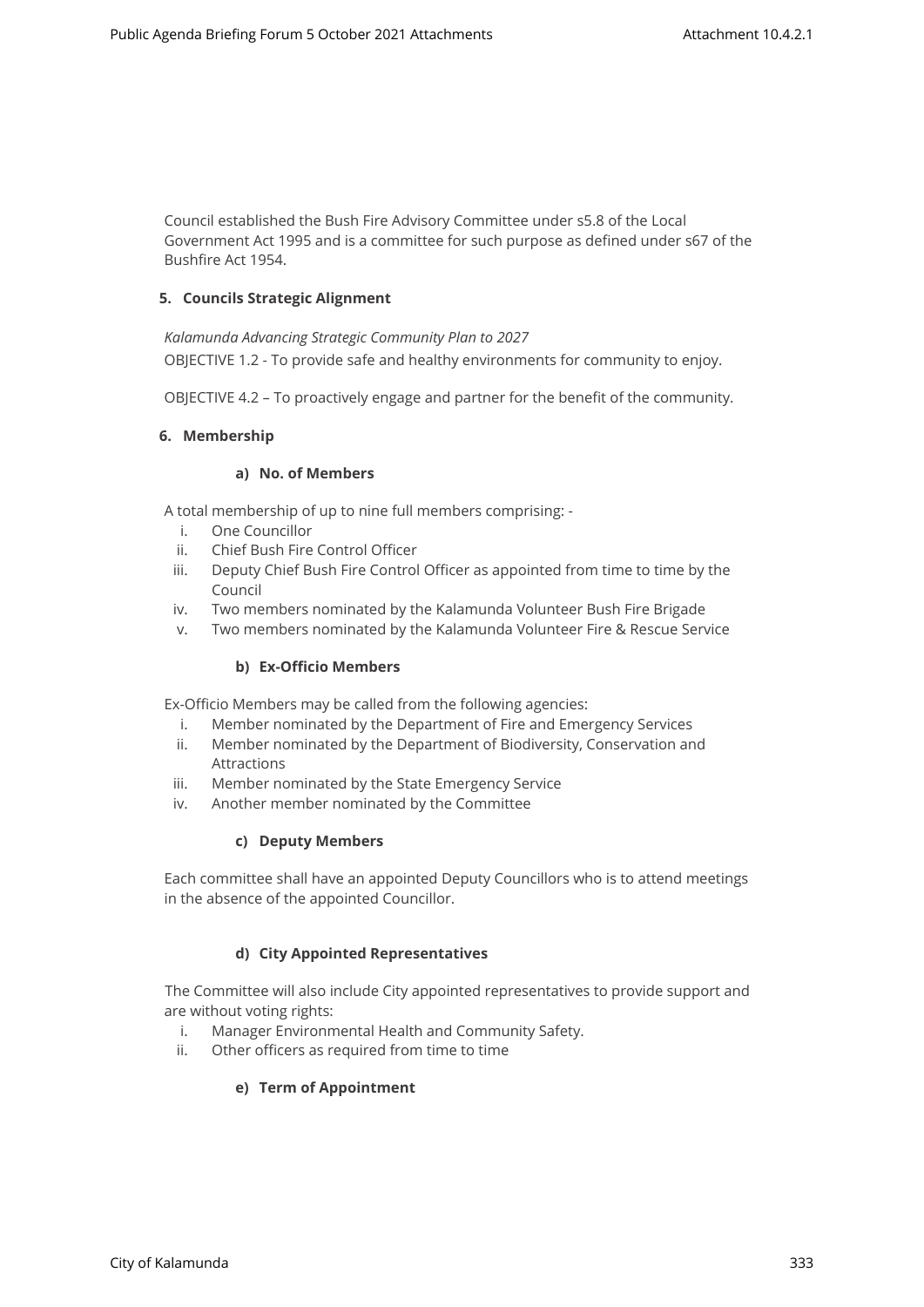Council established the Bush Fire Advisory Committee under s5.8 of the Local Government Act 1995 and is a committee for such purpose as defined under s67 of the Bushfire Act 1954.

## 5. Councils Strategic Alignment

*Kalamunda Advancing Strategic Community Plan to 2027*

OBJECTIVE 1.2 - To provide safe and healthy environments for community to enjoy.

OBJECTIVE 4.2 – To proactively engage and partner for the benefit of the community.

## 6. Membership

### a) No. of Members

A total membership of up to nine full members comprising: -

i. One Councillor
ii. Chief Bush Fire Control Officer
iii. Deputy Chief Bush Fire Control Officer as appointed from time to time by the Council
iv. Two members nominated by the Kalamunda Volunteer Bush Fire Brigade
v. Two members nominated by the Kalamunda Volunteer Fire & Rescue Service

### b) Ex-Officio Members

Ex-Officio Members may be called from the following agencies:

i. Member nominated by the Department of Fire and Emergency Services
ii. Member nominated by the Department of Biodiversity, Conservation and Attractions
iii. Member nominated by the State Emergency Service
iv. Another member nominated by the Committee

### c) Deputy Members

Each committee shall have an appointed Deputy Councillors who is to attend meetings in the absence of the appointed Councillor.

### d) City Appointed Representatives

The Committee will also include City appointed representatives to provide support and are without voting rights:

i. Manager Environmental Health and Community Safety.
ii. Other officers as required from time to time

### e) Term of Appointment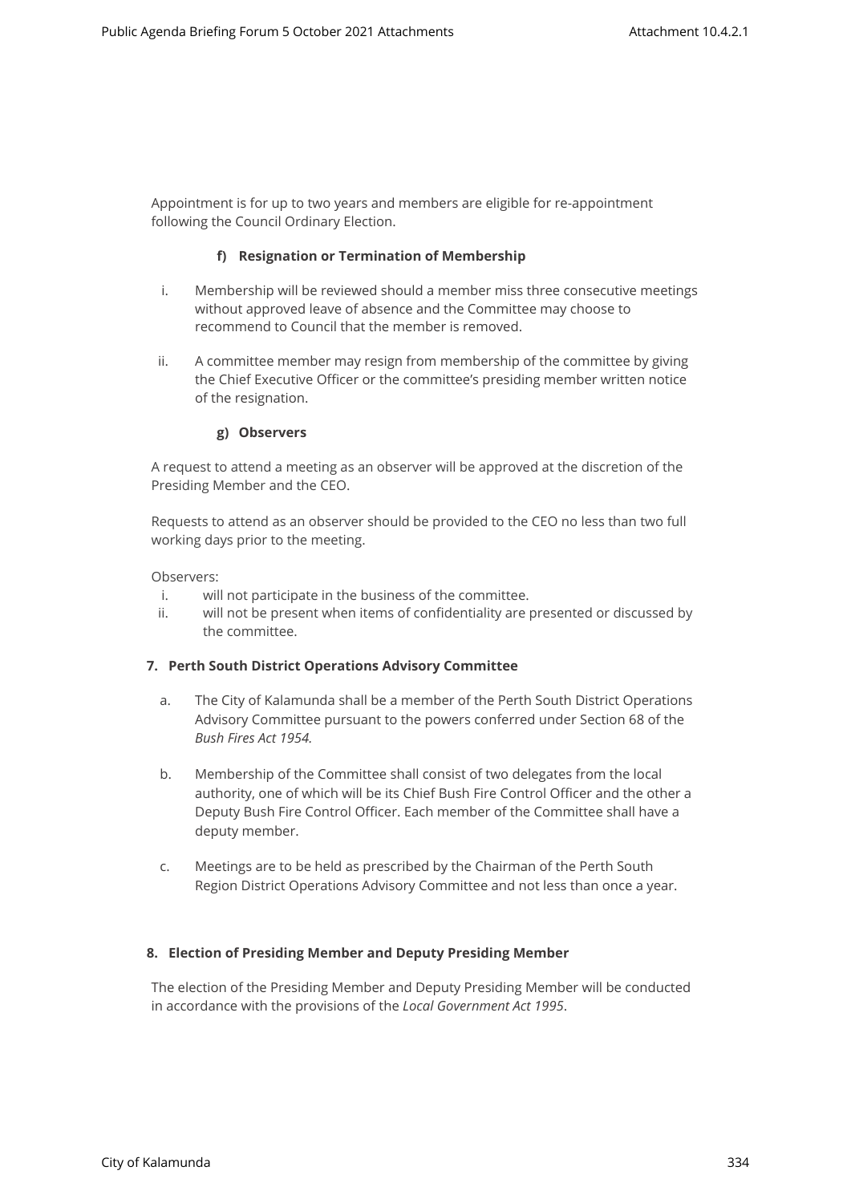Appointment is for up to two years and members are eligible for re-appointment following the Council Ordinary Election.

#### f) Resignation or Termination of Membership

i. Membership will be reviewed should a member miss three consecutive meetings without approved leave of absence and the Committee may choose to recommend to Council that the member is removed.

ii. A committee member may resign from membership of the committee by giving the Chief Executive Officer or the committee's presiding member written notice of the resignation.

#### g) Observers

A request to attend a meeting as an observer will be approved at the discretion of the Presiding Member and the CEO.

Requests to attend as an observer should be provided to the CEO no less than two full working days prior to the meeting.

Observers:

i. will not participate in the business of the committee.
ii. will not be present when items of confidentiality are presented or discussed by the committee.

### 7. Perth South District Operations Advisory Committee

a. The City of Kalamunda shall be a member of the Perth South District Operations Advisory Committee pursuant to the powers conferred under Section 68 of the *Bush Fires Act 1954.*

b. Membership of the Committee shall consist of two delegates from the local authority, one of which will be its Chief Bush Fire Control Officer and the other a Deputy Bush Fire Control Officer. Each member of the Committee shall have a deputy member.

c. Meetings are to be held as prescribed by the Chairman of the Perth South Region District Operations Advisory Committee and not less than once a year.

### 8. Election of Presiding Member and Deputy Presiding Member

The election of the Presiding Member and Deputy Presiding Member will be conducted in accordance with the provisions of the *Local Government Act 1995*.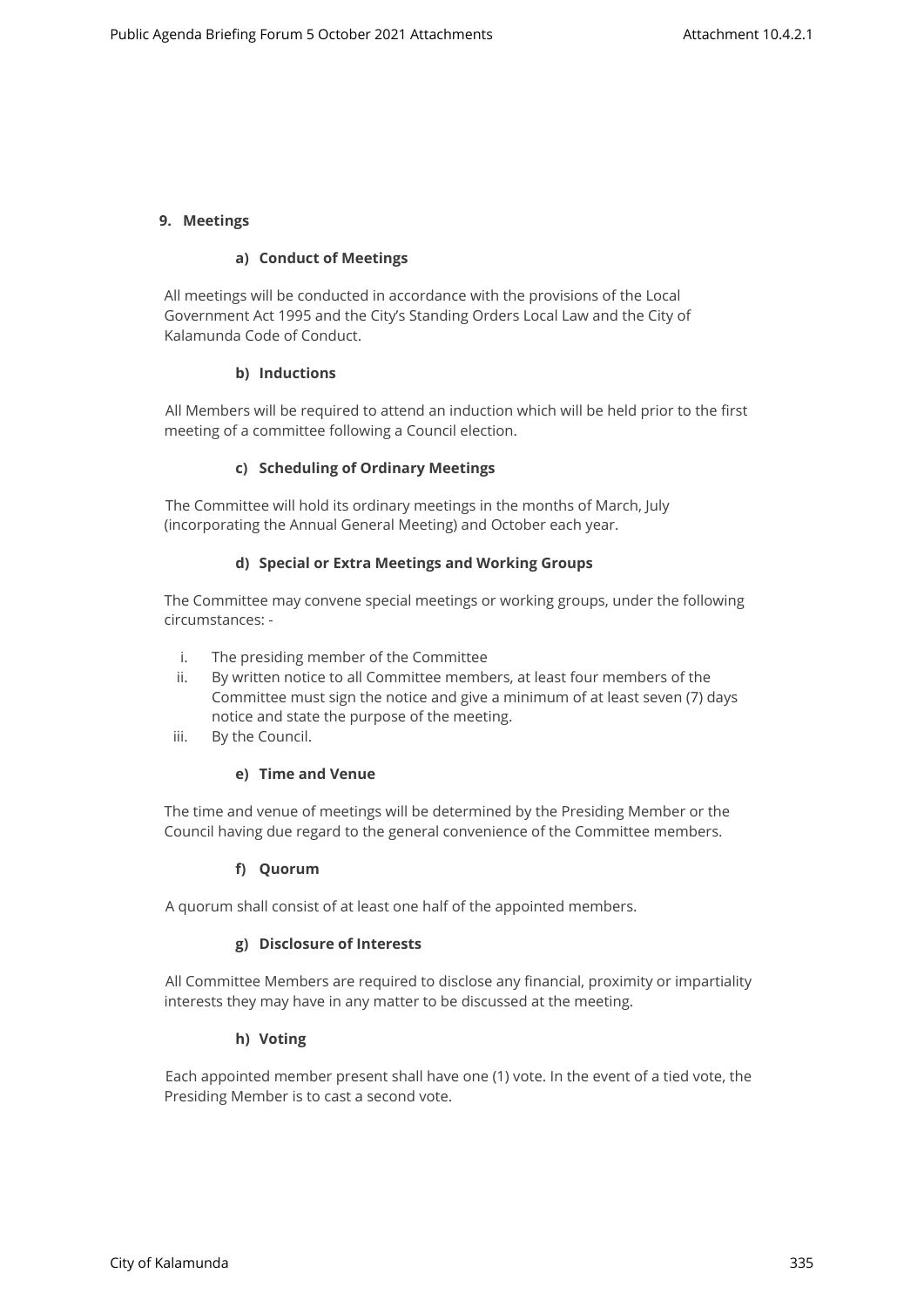## 9. Meetings

### a) Conduct of Meetings

All meetings will be conducted in accordance with the provisions of the Local Government Act 1995 and the City's Standing Orders Local Law and the City of Kalamunda Code of Conduct.

### b) Inductions

All Members will be required to attend an induction which will be held prior to the first meeting of a committee following a Council election.

### c) Scheduling of Ordinary Meetings

The Committee will hold its ordinary meetings in the months of March, July (incorporating the Annual General Meeting) and October each year.

### d) Special or Extra Meetings and Working Groups

The Committee may convene special meetings or working groups, under the following circumstances: -

i. The presiding member of the Committee
ii. By written notice to all Committee members, at least four members of the Committee must sign the notice and give a minimum of at least seven (7) days notice and state the purpose of the meeting.
iii. By the Council.

### e) Time and Venue

The time and venue of meetings will be determined by the Presiding Member or the Council having due regard to the general convenience of the Committee members.

### f) Quorum

A quorum shall consist of at least one half of the appointed members.

### g) Disclosure of Interests

All Committee Members are required to disclose any financial, proximity or impartiality interests they may have in any matter to be discussed at the meeting.

### h) Voting

Each appointed member present shall have one (1) vote. In the event of a tied vote, the Presiding Member is to cast a second vote.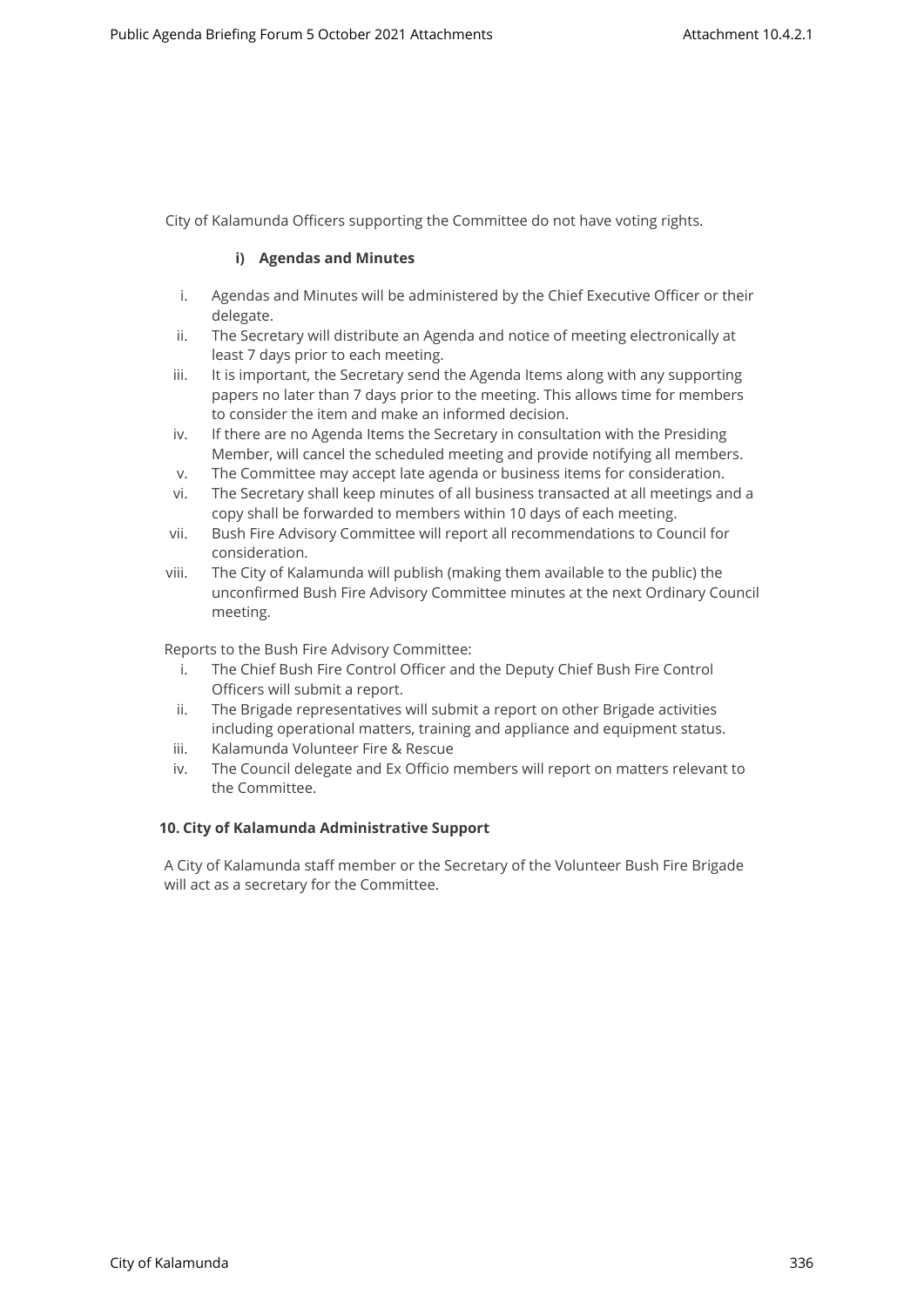City of Kalamunda Officers supporting the Committee do not have voting rights.

### i) Agendas and Minutes

i. Agendas and Minutes will be administered by the Chief Executive Officer or their delegate.
ii. The Secretary will distribute an Agenda and notice of meeting electronically at least 7 days prior to each meeting.
iii. It is important, the Secretary send the Agenda Items along with any supporting papers no later than 7 days prior to the meeting. This allows time for members to consider the item and make an informed decision.
iv. If there are no Agenda Items the Secretary in consultation with the Presiding Member, will cancel the scheduled meeting and provide notifying all members.
v. The Committee may accept late agenda or business items for consideration.
vi. The Secretary shall keep minutes of all business transacted at all meetings and a copy shall be forwarded to members within 10 days of each meeting.
vii. Bush Fire Advisory Committee will report all recommendations to Council for consideration.
viii. The City of Kalamunda will publish (making them available to the public) the unconfirmed Bush Fire Advisory Committee minutes at the next Ordinary Council meeting.

Reports to the Bush Fire Advisory Committee:

i. The Chief Bush Fire Control Officer and the Deputy Chief Bush Fire Control Officers will submit a report.
ii. The Brigade representatives will submit a report on other Brigade activities including operational matters, training and appliance and equipment status.
iii. Kalamunda Volunteer Fire & Rescue
iv. The Council delegate and Ex Officio members will report on matters relevant to the Committee.

## 10. City of Kalamunda Administrative Support

A City of Kalamunda staff member or the Secretary of the Volunteer Bush Fire Brigade will act as a secretary for the Committee.